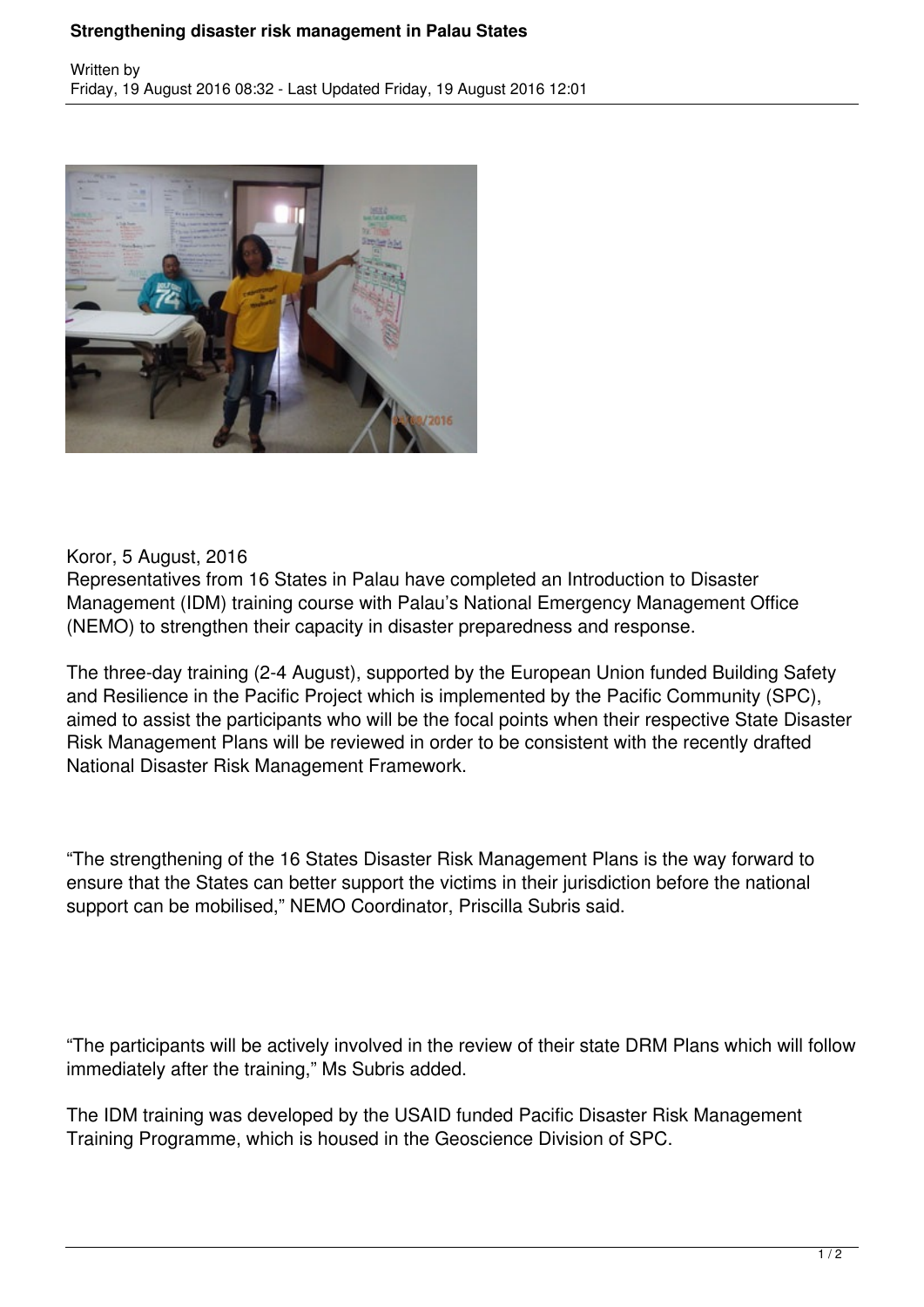# Strengthening disaster risk management in Palau States

Written by
Friday, 19 August 2016 08:32 - Last Updated Friday, 19 August 2016 12:01

Koror, 5 August, 2016
Representatives from 16 States in Palau have completed an Introduction to Disaster Management (IDM) training course with Palau's National Emergency Management Office (NEMO) to strengthen their capacity in disaster preparedness and response.

The three-day training (2-4 August), supported by the European Union funded Building Safety and Resilience in the Pacific Project which is implemented by the Pacific Community (SPC), aimed to assist the participants who will be the focal points when their respective State Disaster Risk Management Plans will be reviewed in order to be consistent with the recently drafted National Disaster Risk Management Framework.

"The strengthening of the 16 States Disaster Risk Management Plans is the way forward to ensure that the States can better support the victims in their jurisdiction before the national support can be mobilised," NEMO Coordinator, Priscilla Subris said.

"The participants will be actively involved in the review of their state DRM Plans which will follow immediately after the training," Ms Subris added.

The IDM training was developed by the USAID funded Pacific Disaster Risk Management Training Programme, which is housed in the Geoscience Division of SPC.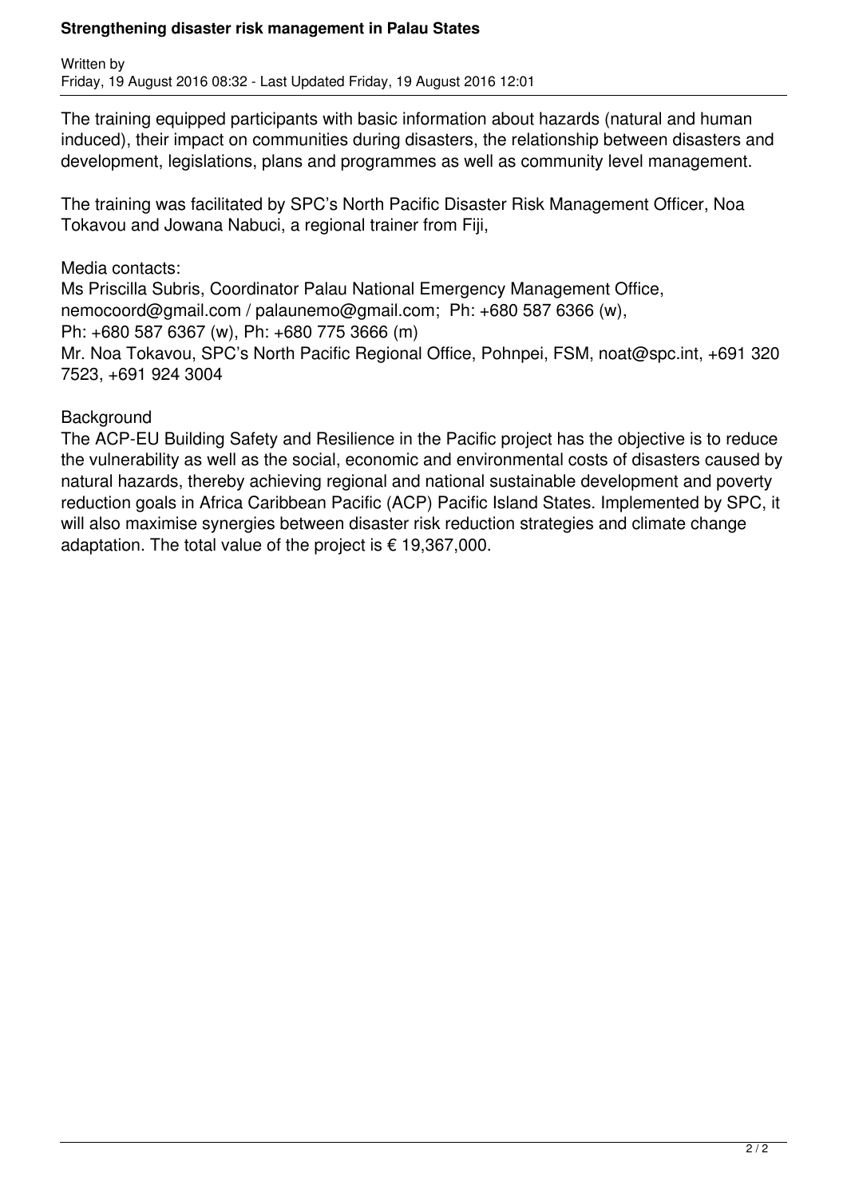The training equipped participants with basic information about hazards (natural and human induced), their impact on communities during disasters, the relationship between disasters and development, legislations, plans and programmes as well as community level management.

The training was facilitated by SPC's North Pacific Disaster Risk Management Officer, Noa Tokavou and Jowana Nabuci, a regional trainer from Fiji,

Media contacts:
Ms Priscilla Subris, Coordinator Palau National Emergency Management Office, nemocoord@gmail.com / palaunemo@gmail.com; Ph: +680 587 6366 (w), Ph: +680 587 6367 (w), Ph: +680 775 3666 (m)
Mr. Noa Tokavou, SPC's North Pacific Regional Office, Pohnpei, FSM, noat@spc.int, +691 320 7523, +691 924 3004

Background
The ACP-EU Building Safety and Resilience in the Pacific project has the objective is to reduce the vulnerability as well as the social, economic and environmental costs of disasters caused by natural hazards, thereby achieving regional and national sustainable development and poverty reduction goals in Africa Caribbean Pacific (ACP) Pacific Island States. Implemented by SPC, it will also maximise synergies between disaster risk reduction strategies and climate change adaptation. The total value of the project is € 19,367,000.